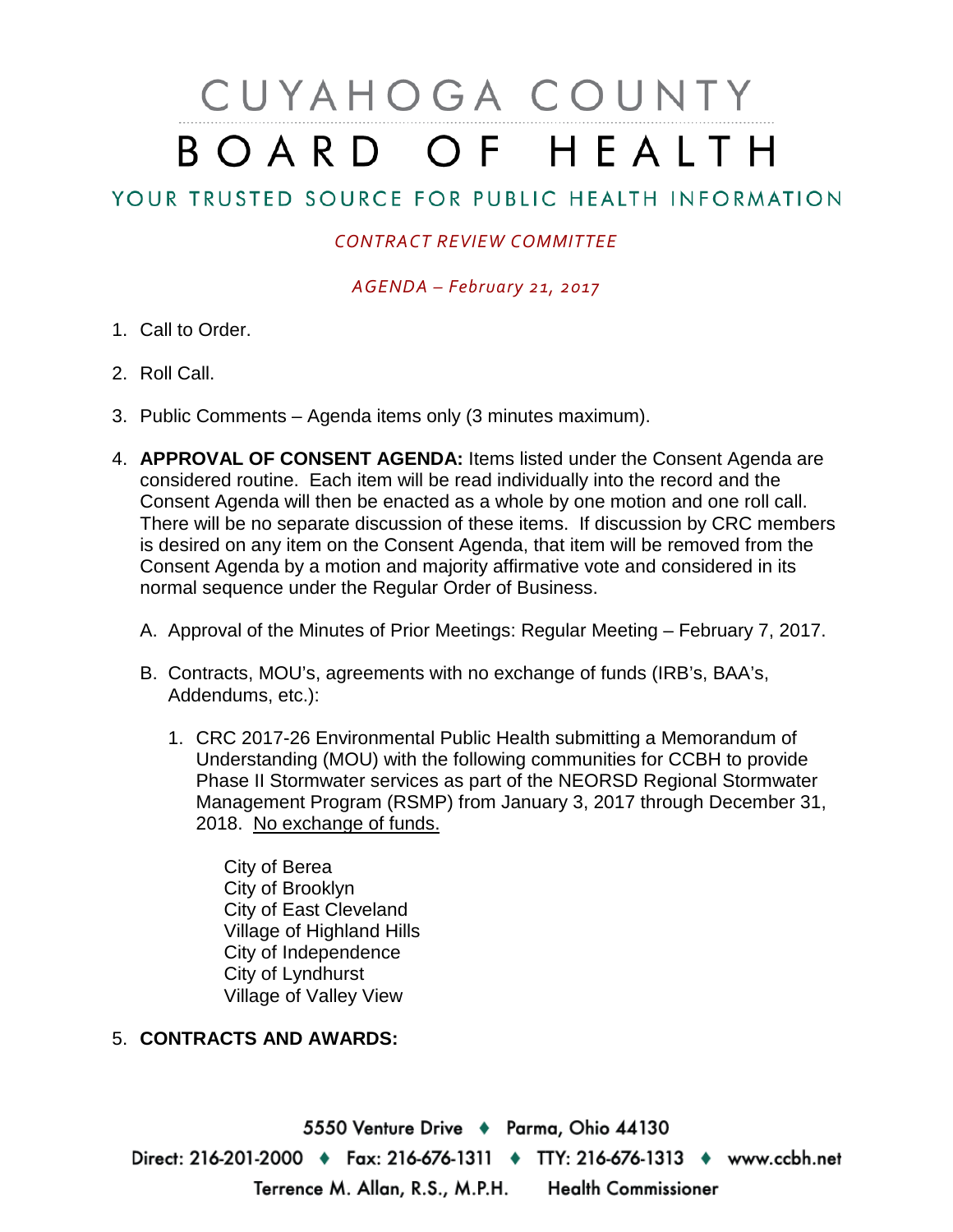# CUYAHOGA COUNTY BOARD OF HEALTH

YOUR TRUSTED SOURCE FOR PUBLIC HEALTH INFORMATION

*CONTRACT REVIEW COMMITTEE*

*AGENDA – February 21, 2017*

1. Call to Order.
2. Roll Call.
3. Public Comments – Agenda items only (3 minutes maximum).
4. **APPROVAL OF CONSENT AGENDA:** Items listed under the Consent Agenda are considered routine. Each item will be read individually into the record and the Consent Agenda will then be enacted as a whole by one motion and one roll call. There will be no separate discussion of these items. If discussion by CRC members is desired on any item on the Consent Agenda, that item will be removed from the Consent Agenda by a motion and majority affirmative vote and considered in its normal sequence under the Regular Order of Business.

   A. Approval of the Minutes of Prior Meetings: Regular Meeting – February 7, 2017.

   B. Contracts, MOU's, agreements with no exchange of funds (IRB's, BAA's, Addendums, etc.):

      1. CRC 2017-26 Environmental Public Health submitting a Memorandum of Understanding (MOU) with the following communities for CCBH to provide Phase II Stormwater services as part of the NEORSD Regional Stormwater Management Program (RSMP) from January 3, 2017 through December 31, 2018. No exchange of funds.

         City of Berea
         City of Brooklyn
         City of East Cleveland
         Village of Highland Hills
         City of Independence
         City of Lyndhurst
         Village of Valley View

5. **CONTRACTS AND AWARDS:**

5550 Venture Drive ♦ Parma, Ohio 44130
Direct: 216-201-2000 ♦ Fax: 216-676-1311 ♦ TTY: 216-676-1313 ♦ www.ccbh.net
Terrence M. Allan, R.S., M.P.H. Health Commissioner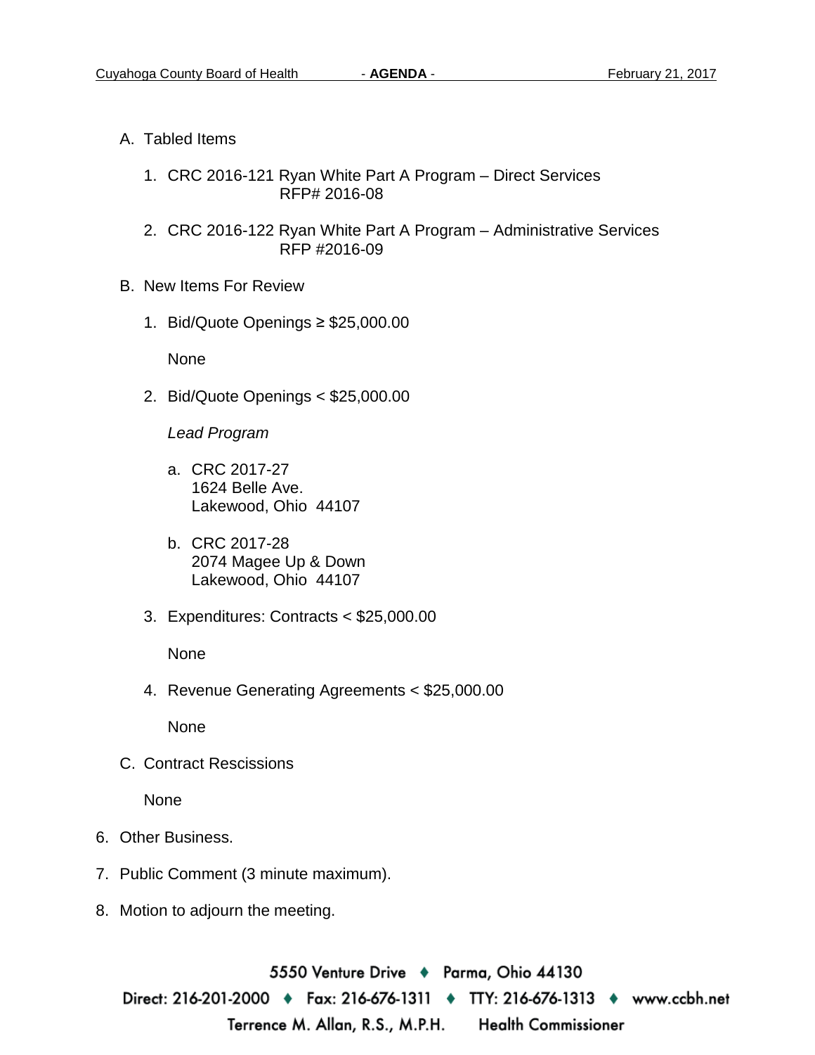A. Tabled Items

   1. CRC 2016-121 Ryan White Part A Program – Direct Services
      RFP# 2016-08

   2. CRC 2016-122 Ryan White Part A Program – Administrative Services
      RFP #2016-09

B. New Items For Review

   1. Bid/Quote Openings ≥ $25,000.00

      None

   2. Bid/Quote Openings < $25,000.00

      *Lead Program*

      a. CRC 2017-27
         1624 Belle Ave.
         Lakewood, Ohio 44107

      b. CRC 2017-28
         2074 Magee Up & Down
         Lakewood, Ohio 44107

   3. Expenditures: Contracts < $25,000.00

      None

   4. Revenue Generating Agreements < $25,000.00

      None

C. Contract Rescissions

   None

6. Other Business.

7. Public Comment (3 minute maximum).

8. Motion to adjourn the meeting.

5550 Venture Drive ♦ Parma, Ohio 44130
Direct: 216-201-2000 ♦ Fax: 216-676-1311 ♦ TTY: 216-676-1313 ♦ www.ccbh.net
Terrence M. Allan, R.S., M.P.H. Health Commissioner